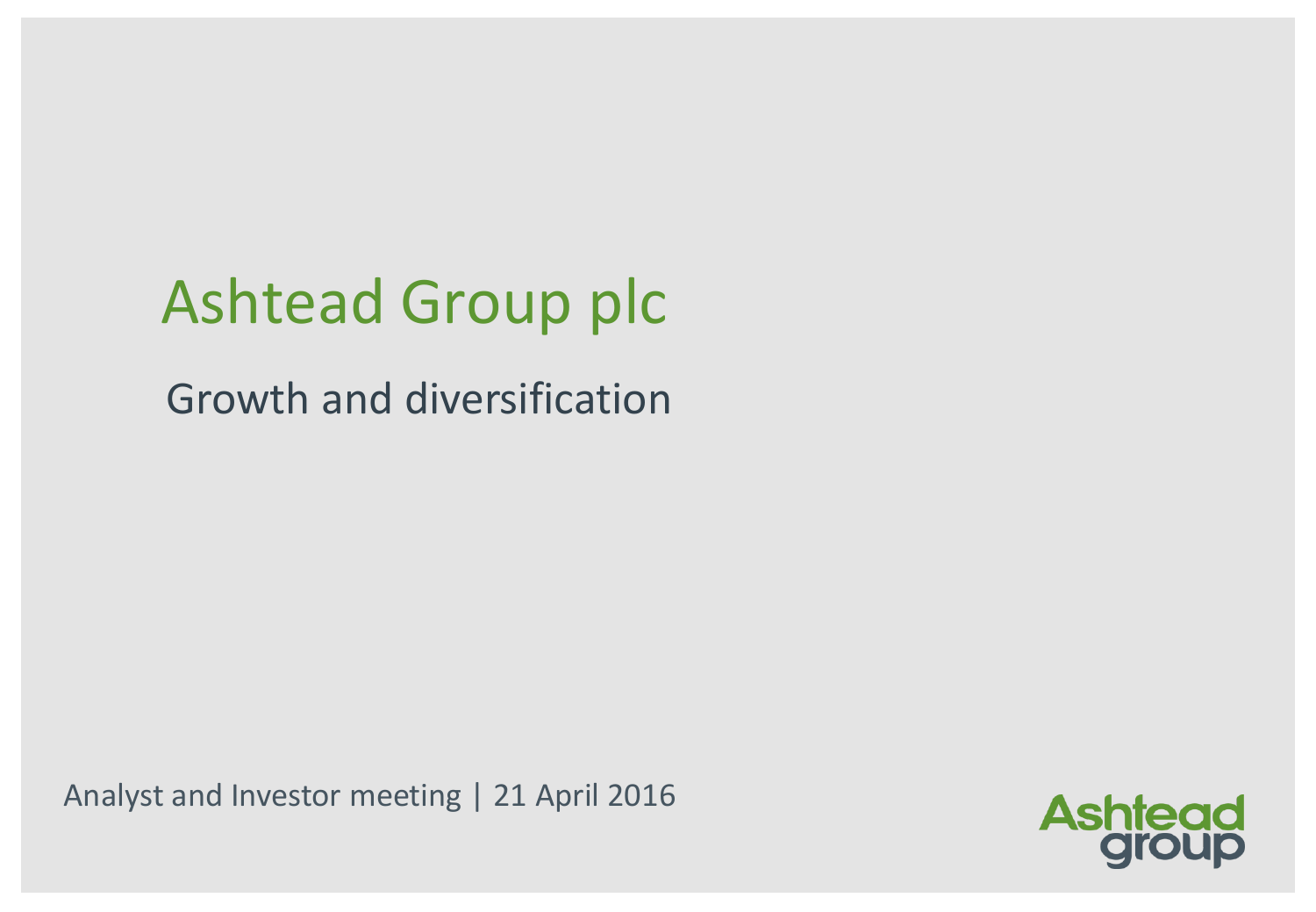# Ashtead Group plc

## Growth and diversification

Analyst and Investor meeting | 21 April 2016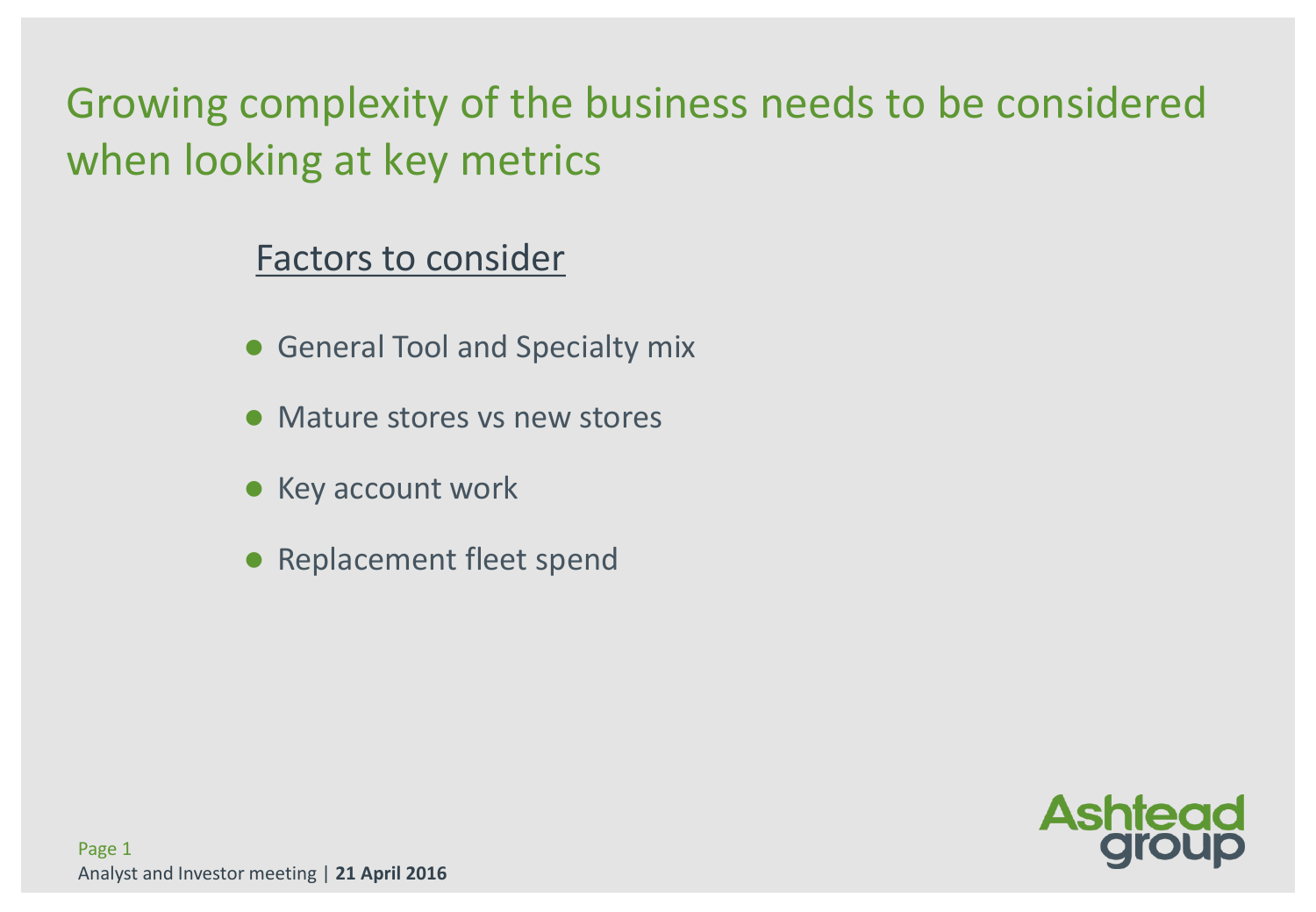# Growing complexity of the business needs to be considered when looking at key metrics

## Factors to consider

- General Tool and Specialty mix
- Mature stores vs new stores
- Key account work
- Replacement fleet spend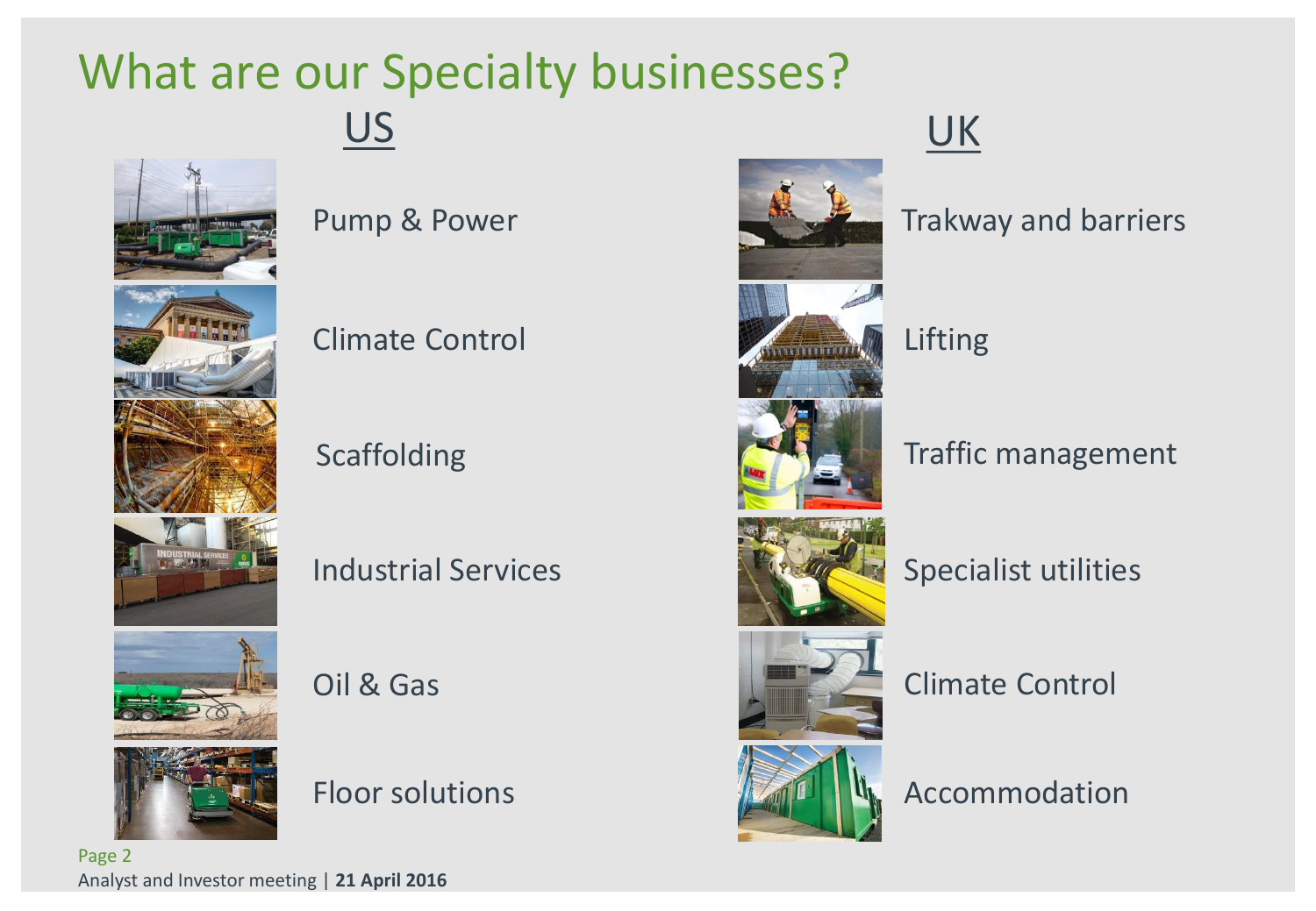# What are our Specialty businesses?

## US

- Pump & Power
- Climate Control
- Scaffolding
- Industrial Services
- Oil & Gas
- Floor solutions

## UK

- Trakway and barriers
- Lifting
- Traffic management
- Specialist utilities
- Climate Control
- Accommodation

Analyst and Investor meeting | **21 April 2016**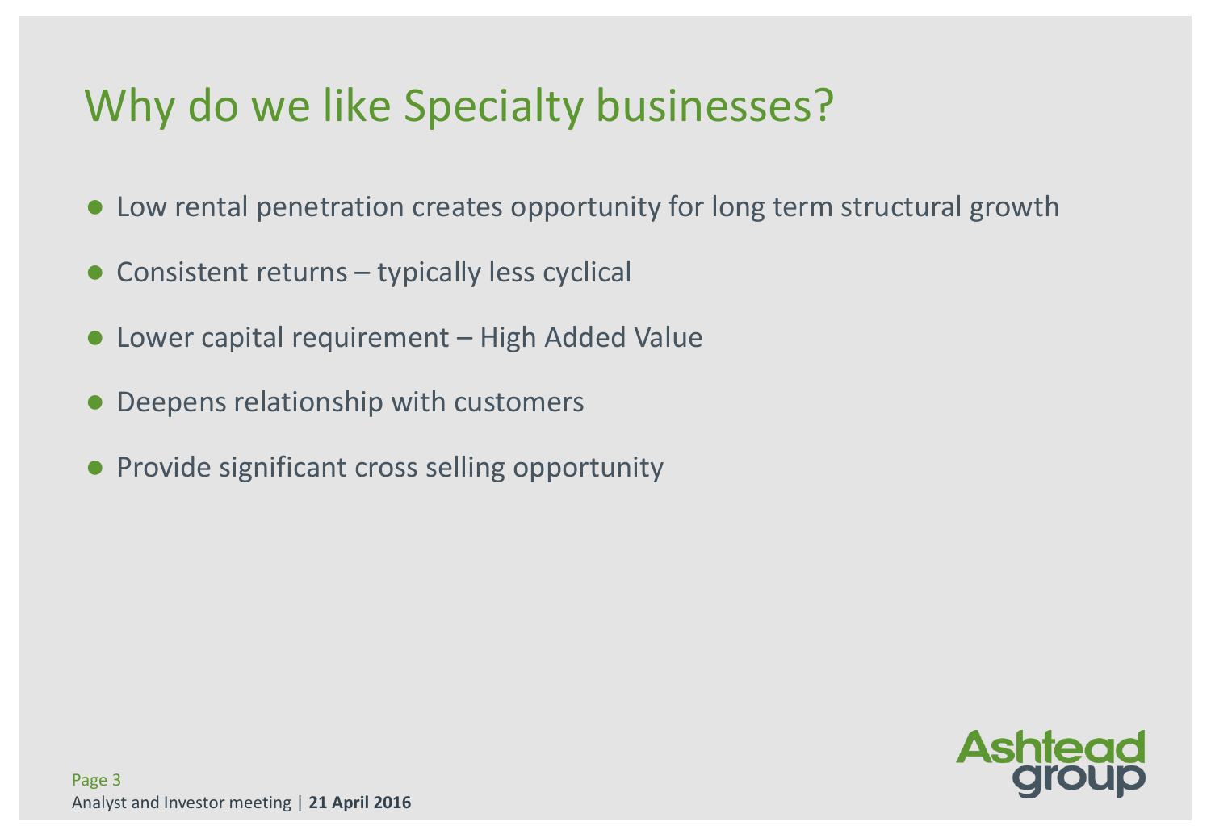# Why do we like Specialty businesses?

- Low rental penetration creates opportunity for long term structural growth
- Consistent returns – typically less cyclical
- Lower capital requirement – High Added Value
- Deepens relationship with customers
- Provide significant cross selling opportunity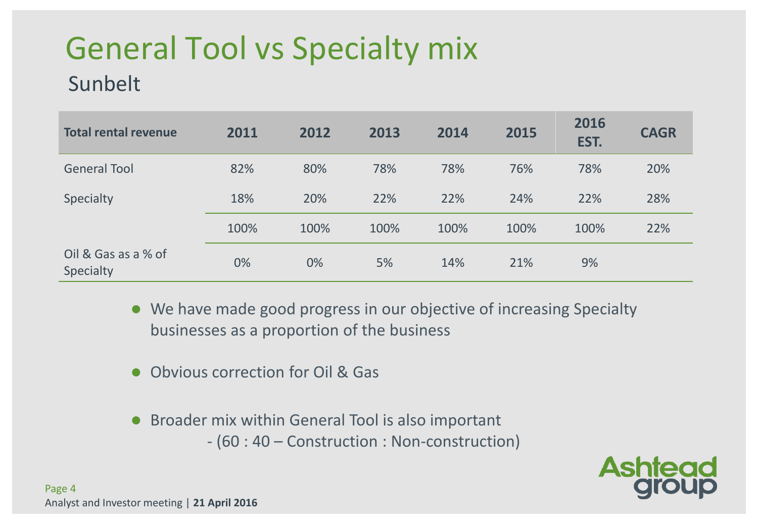# General Tool vs Specialty mix

## Sunbelt

| Total rental revenue | 2011 | 2012 | 2013 | 2014 | 2015 | 2016 EST. | CAGR |
|---|---|---|---|---|---|---|---|
| General Tool | 82% | 80% | 78% | 78% | 76% | 78% | 20% |
| Specialty | 18% | 20% | 22% | 22% | 24% | 22% | 28% |
| | 100% | 100% | 100% | 100% | 100% | 100% | 22% |
| Oil & Gas as a % of Specialty | 0% | 0% | 5% | 14% | 21% | 9% | |

- We have made good progress in our objective of increasing Specialty businesses as a proportion of the business
- Obvious correction for Oil & Gas
- Broader mix within General Tool is also important
  - (60 : 40 – Construction : Non-construction)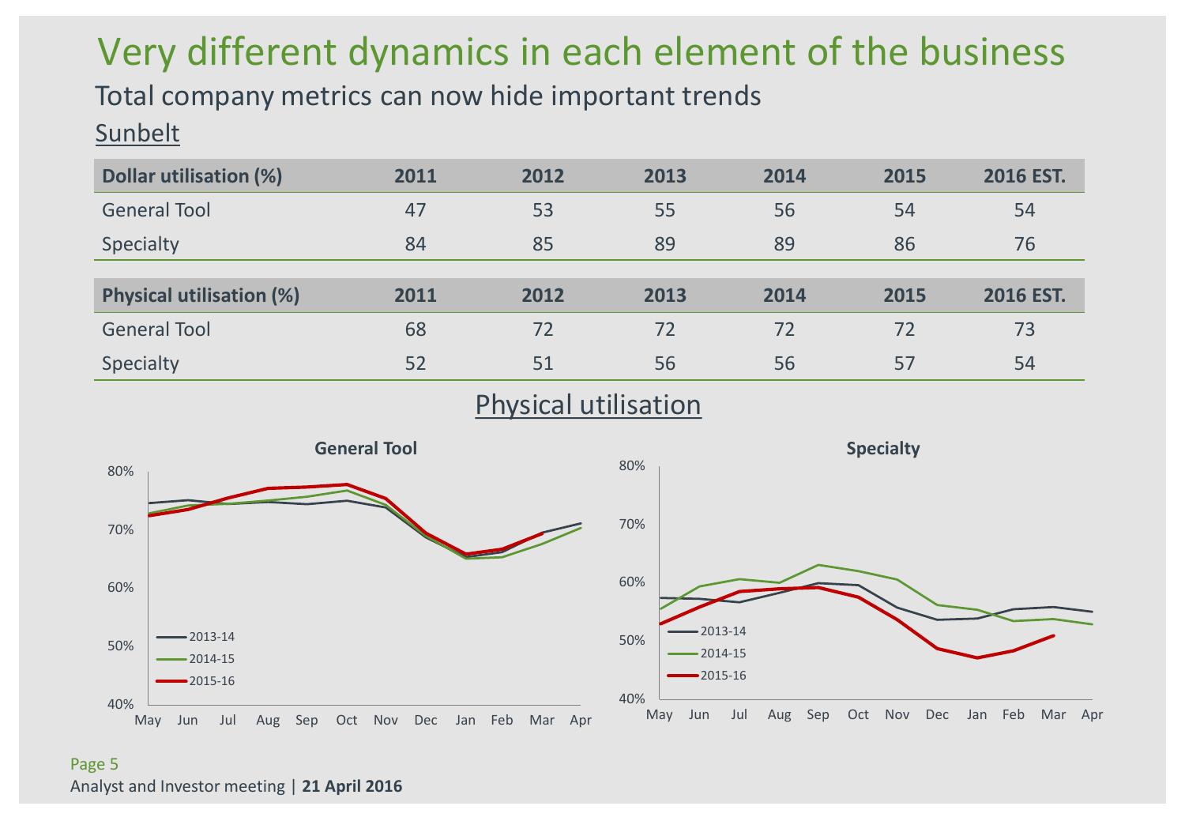# Very different dynamics in each element of the business

## Total company metrics can now hide important trends

### Sunbelt

| Dollar utilisation (%) | 2011 | 2012 | 2013 | 2014 | 2015 | 2016 EST. |
|---|---|---|---|---|---|---|
| General Tool | 47 | 53 | 55 | 56 | 54 | 54 |
| Specialty | 84 | 85 | 89 | 89 | 86 | 76 |

| Physical utilisation (%) | 2011 | 2012 | 2013 | 2014 | 2015 | 2016 EST. |
|---|---|---|---|---|---|---|
| General Tool | 68 | 72 | 72 | 72 | 72 | 73 |
| Specialty | 52 | 51 | 56 | 56 | 57 | 54 |

### Physical utilisation

**General Tool**

40%–80%; May–Apr; 2013-14, 2014-15, 2015-16

**Specialty**

40%–80%; May–Apr; 2013-14, 2014-15, 2015-16

Analyst and Investor meeting | **21 April 2016**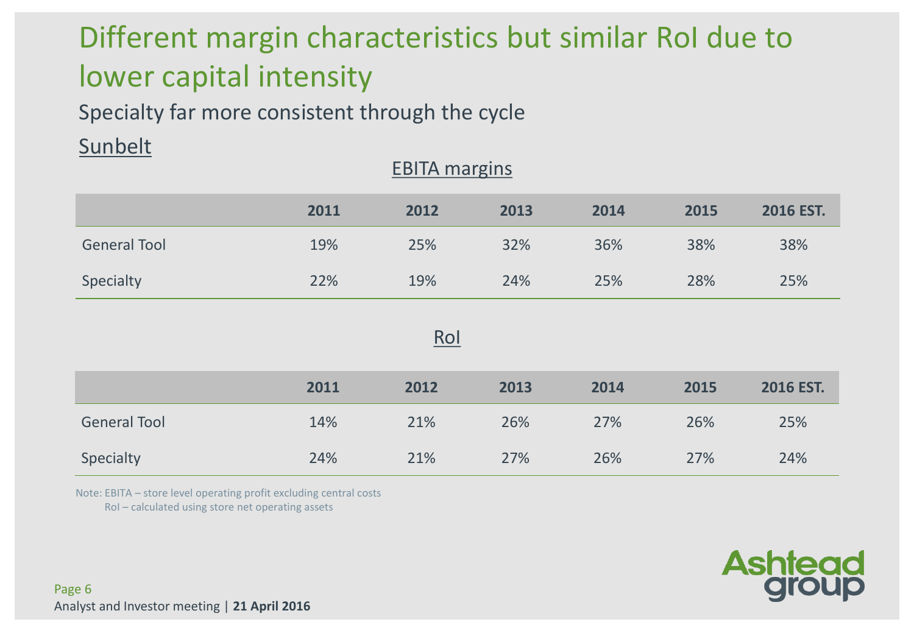# Different margin characteristics but similar RoI due to lower capital intensity

Specialty far more consistent through the cycle

## Sunbelt

### EBITA margins

| | 2011 | 2012 | 2013 | 2014 | 2015 | 2016 EST. |
|---|---|---|---|---|---|---|
| General Tool | 19% | 25% | 32% | 36% | 38% | 38% |
| Specialty | 22% | 19% | 24% | 25% | 28% | 25% |

### RoI

| | 2011 | 2012 | 2013 | 2014 | 2015 | 2016 EST. |
|---|---|---|---|---|---|---|
| General Tool | 14% | 21% | 26% | 27% | 26% | 25% |
| Specialty | 24% | 21% | 27% | 26% | 27% | 24% |

Note: EBITA – store level operating profit excluding central costs
RoI – calculated using store net operating assets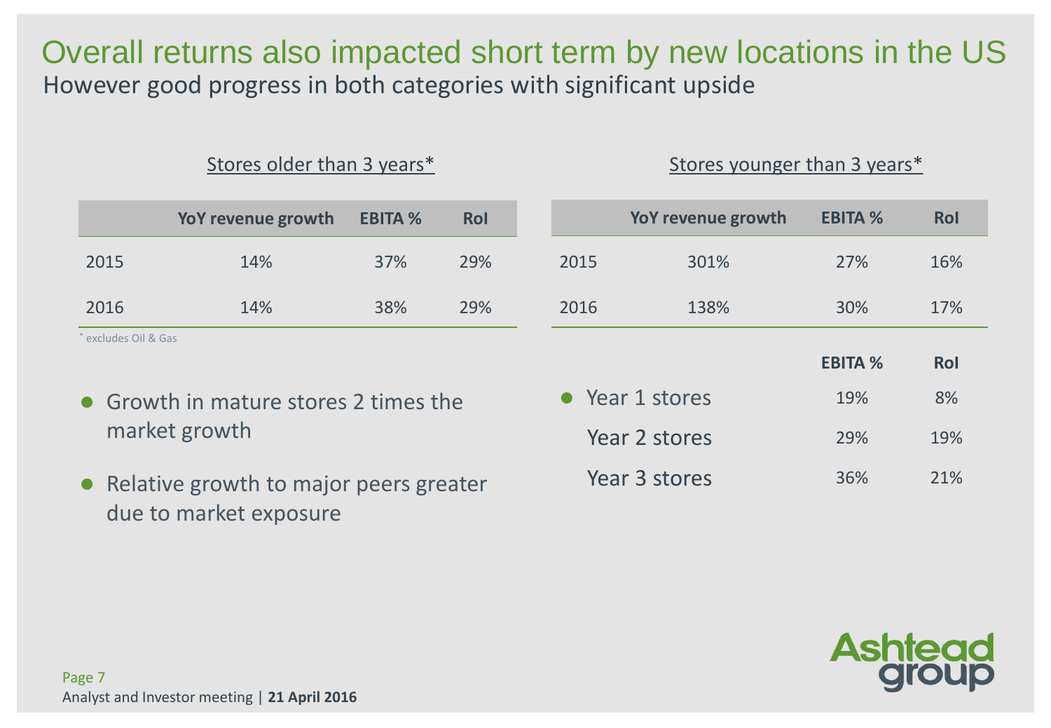# Overall returns also impacted short term by new locations in the US

## However good progress in both categories with significant upside

### Stores older than 3 years*

| | YoY revenue growth | EBITA % | RoI |
|---|---|---|---|
| 2015 | 14% | 37% | 29% |
| 2016 | 14% | 38% | 29% |

* excludes Oil & Gas

- Growth in mature stores 2 times the market growth
- Relative growth to major peers greater due to market exposure

### Stores younger than 3 years*

| | YoY revenue growth | EBITA % | RoI |
|---|---|---|---|
| 2015 | 301% | 27% | 16% |
| 2016 | 138% | 30% | 17% |

| | EBITA % | RoI |
|---|---|---|
| Year 1 stores | 19% | 8% |
| Year 2 stores | 29% | 19% |
| Year 3 stores | 36% | 21% |

Analyst and Investor meeting | **21 April 2016**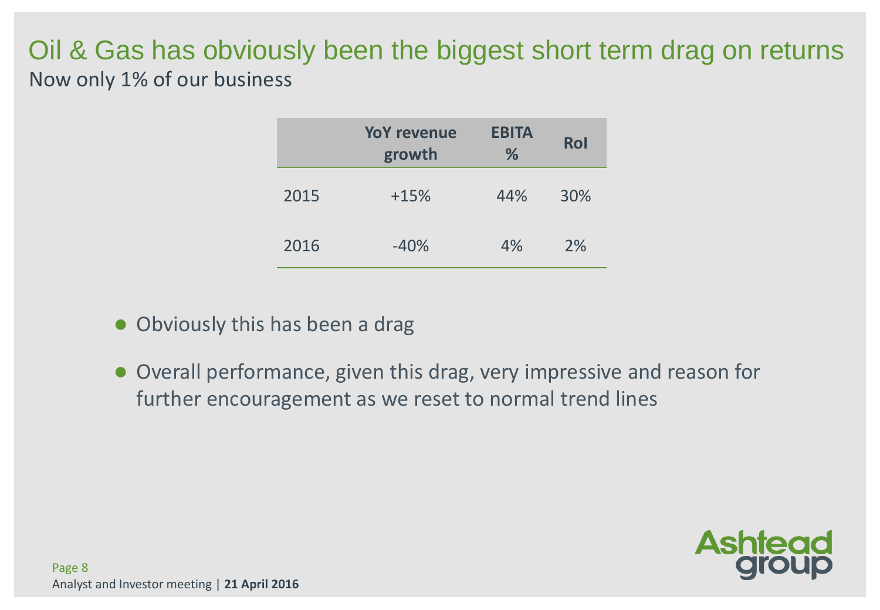# Oil & Gas has obviously been the biggest short term drag on returns

Now only 1% of our business

| | YoY revenue growth | EBITA % | RoI |
|---|---|---|---|
| 2015 | +15% | 44% | 30% |
| 2016 | -40% | 4% | 2% |

- Obviously this has been a drag
- Overall performance, given this drag, very impressive and reason for further encouragement as we reset to normal trend lines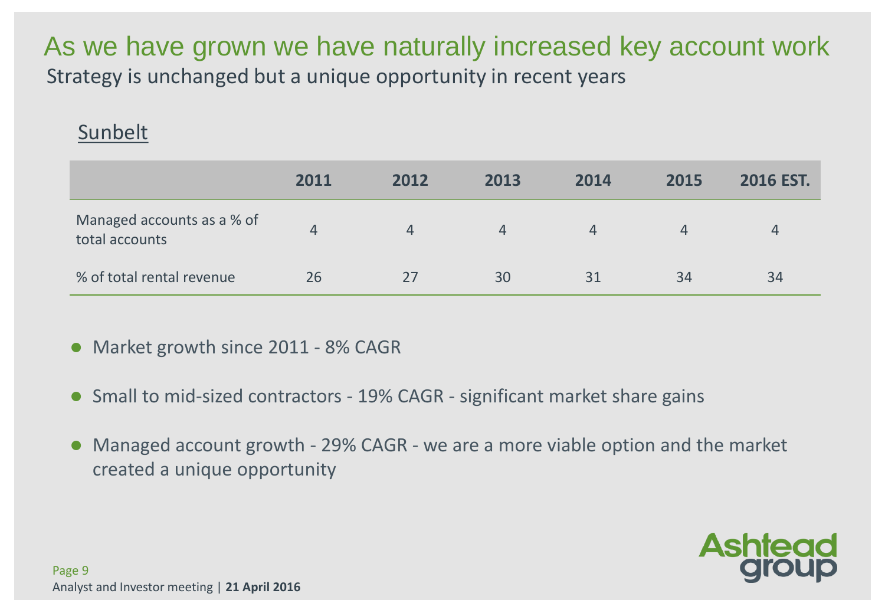# As we have grown we have naturally increased key account work

Strategy is unchanged but a unique opportunity in recent years

## Sunbelt

| | 2011 | 2012 | 2013 | 2014 | 2015 | 2016 EST. |
|---|---|---|---|---|---|---|
| Managed accounts as a % of total accounts | 4 | 4 | 4 | 4 | 4 | 4 |
| % of total rental revenue | 26 | 27 | 30 | 31 | 34 | 34 |

- Market growth since 2011 - 8% CAGR
- Small to mid-sized contractors - 19% CAGR - significant market share gains
- Managed account growth - 29% CAGR - we are a more viable option and the market created a unique opportunity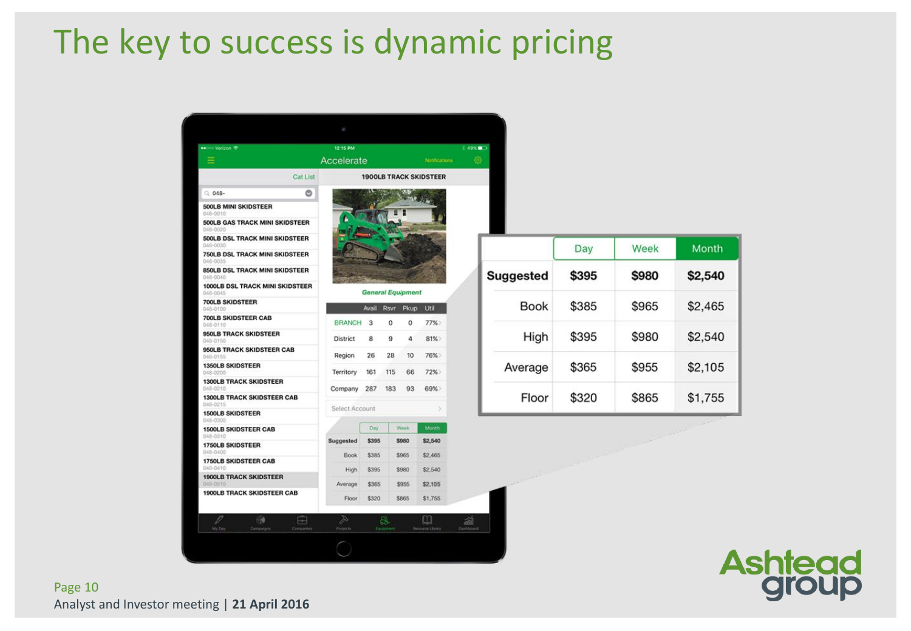# The key to success is dynamic pricing

| | Day | Week | Month |
|---|---|---|---|
| **Suggested** | **$395** | **$980** | **$2,540** |
| Book | $385 | $965 | $2,465 |
| High | $395 | $980 | $2,540 |
| Average | $365 | $955 | $2,105 |
| Floor | $320 | $865 | $1,755 |

Analyst and Investor meeting | **21 April 2016**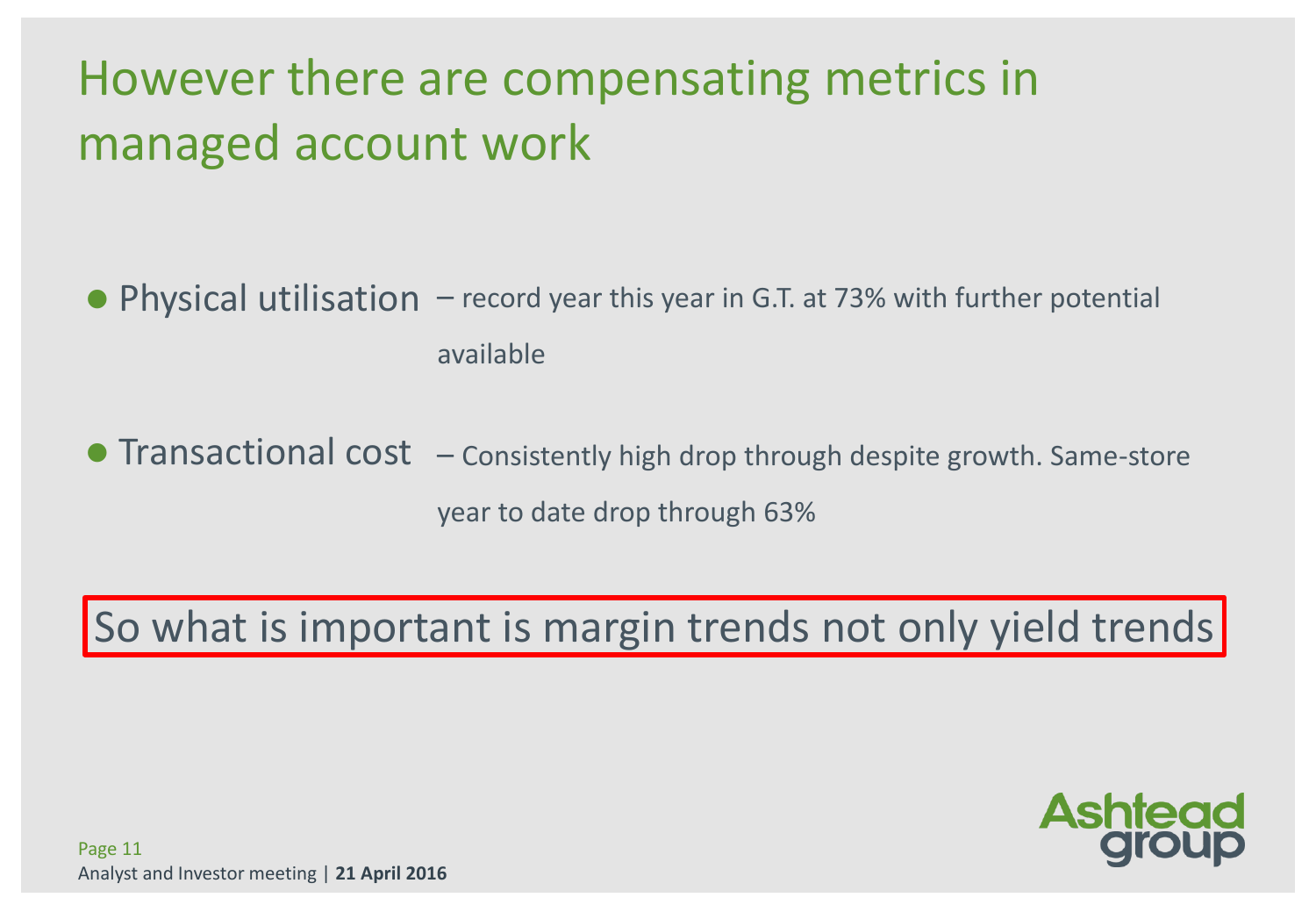# However there are compensating metrics in managed account work

- **Physical utilisation** – record year this year in G.T. at 73% with further potential available
- **Transactional cost** – Consistently high drop through despite growth. Same-store year to date drop through 63%

So what is important is margin trends not only yield trends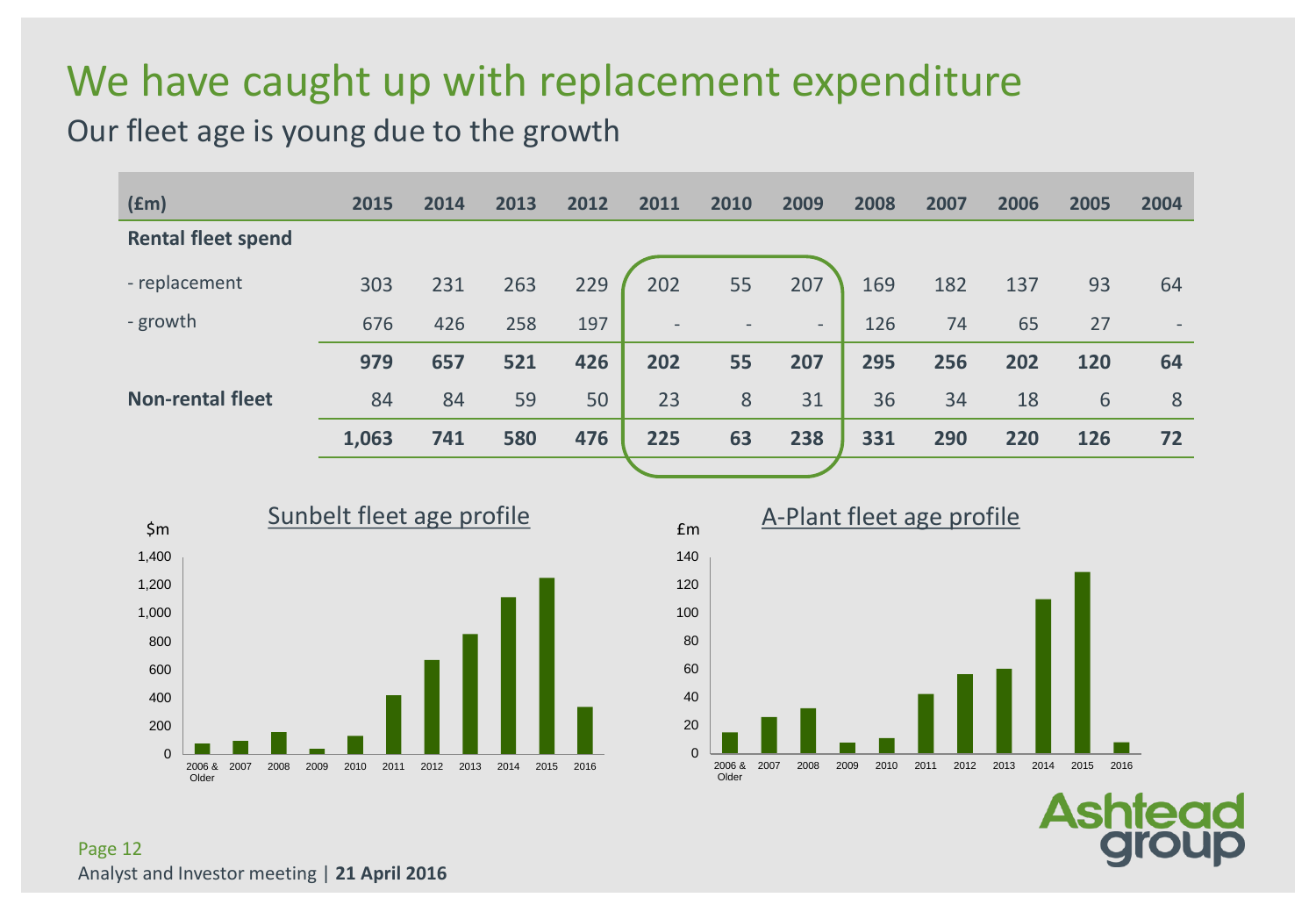# We have caught up with replacement expenditure

## Our fleet age is young due to the growth

| (£m) | 2015 | 2014 | 2013 | 2012 | 2011 | 2010 | 2009 | 2008 | 2007 | 2006 | 2005 | 2004 |
|---|---|---|---|---|---|---|---|---|---|---|---|---|
| **Rental fleet spend** | | | | | | | | | | | | |
| - replacement | 303 | 231 | 263 | 229 | 202 | 55 | 207 | 169 | 182 | 137 | 93 | 64 |
| - growth | 676 | 426 | 258 | 197 | - | - | - | 126 | 74 | 65 | 27 | - |
| | **979** | **657** | **521** | **426** | **202** | **55** | **207** | **295** | **256** | **202** | **120** | **64** |
| **Non-rental fleet** | 84 | 84 | 59 | 50 | 23 | 8 | 31 | 36 | 34 | 18 | 6 | 8 |
| | **1,063** | **741** | **580** | **476** | **225** | **63** | **238** | **331** | **290** | **220** | **126** | **72** |

### Sunbelt fleet age profile

$m

| Year | $m (approx.) |
|---|---|
| 2006 & Older | 80 |
| 2007 | 100 |
| 2008 | 160 |
| 2009 | 40 |
| 2010 | 130 |
| 2011 | 420 |
| 2012 | 670 |
| 2013 | 850 |
| 2014 | 1,110 |
| 2015 | 1,250 |
| 2016 | 340 |

### A-Plant fleet age profile

£m

| Year | £m (approx.) |
|---|---|
| 2006 & Older | 15 |
| 2007 | 26 |
| 2008 | 32 |
| 2009 | 8 |
| 2010 | 11 |
| 2011 | 42 |
| 2012 | 56 |
| 2013 | 60 |
| 2014 | 110 |
| 2015 | 129 |
| 2016 | 8 |

Analyst and Investor meeting | **21 April 2016**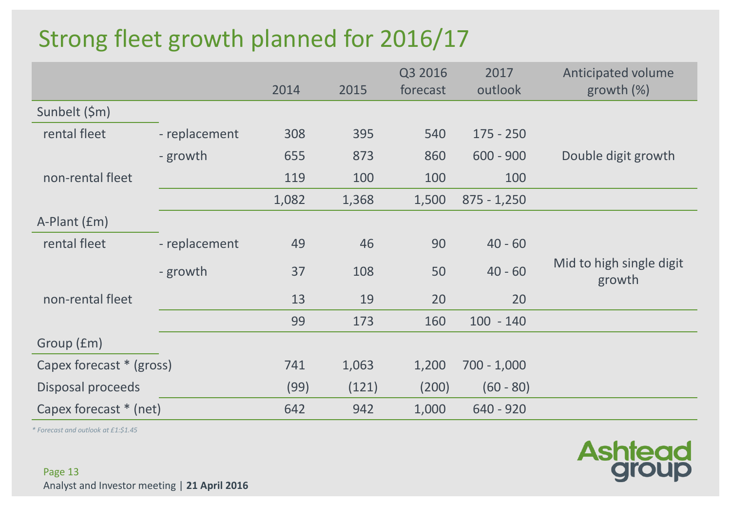# Strong fleet growth planned for 2016/17

| | | 2014 | 2015 | Q3 2016 forecast | 2017 outlook | Anticipated volume growth (%) |
|---|---|---|---|---|---|---|
| **Sunbelt ($m)** | | | | | | |
| rental fleet | - replacement | 308 | 395 | 540 | 175 - 250 | |
| | - growth | 655 | 873 | 860 | 600 - 900 | Double digit growth |
| non-rental fleet | | 119 | 100 | 100 | 100 | |
| | | 1,082 | 1,368 | 1,500 | 875 - 1,250 | |
| **A-Plant (£m)** | | | | | | |
| rental fleet | - replacement | 49 | 46 | 90 | 40 - 60 | |
| | - growth | 37 | 108 | 50 | 40 - 60 | Mid to high single digit growth |
| non-rental fleet | | 13 | 19 | 20 | 20 | |
| | | 99 | 173 | 160 | 100 - 140 | |
| **Group (£m)** | | | | | | |
| Capex forecast * (gross) | | 741 | 1,063 | 1,200 | 700 - 1,000 | |
| Disposal proceeds | | (99) | (121) | (200) | (60 - 80) | |
| Capex forecast * (net) | | 642 | 942 | 1,000 | 640 - 920 | |

*\* Forecast and outlook at £1:$1.45*

Analyst and Investor meeting | **21 April 2016**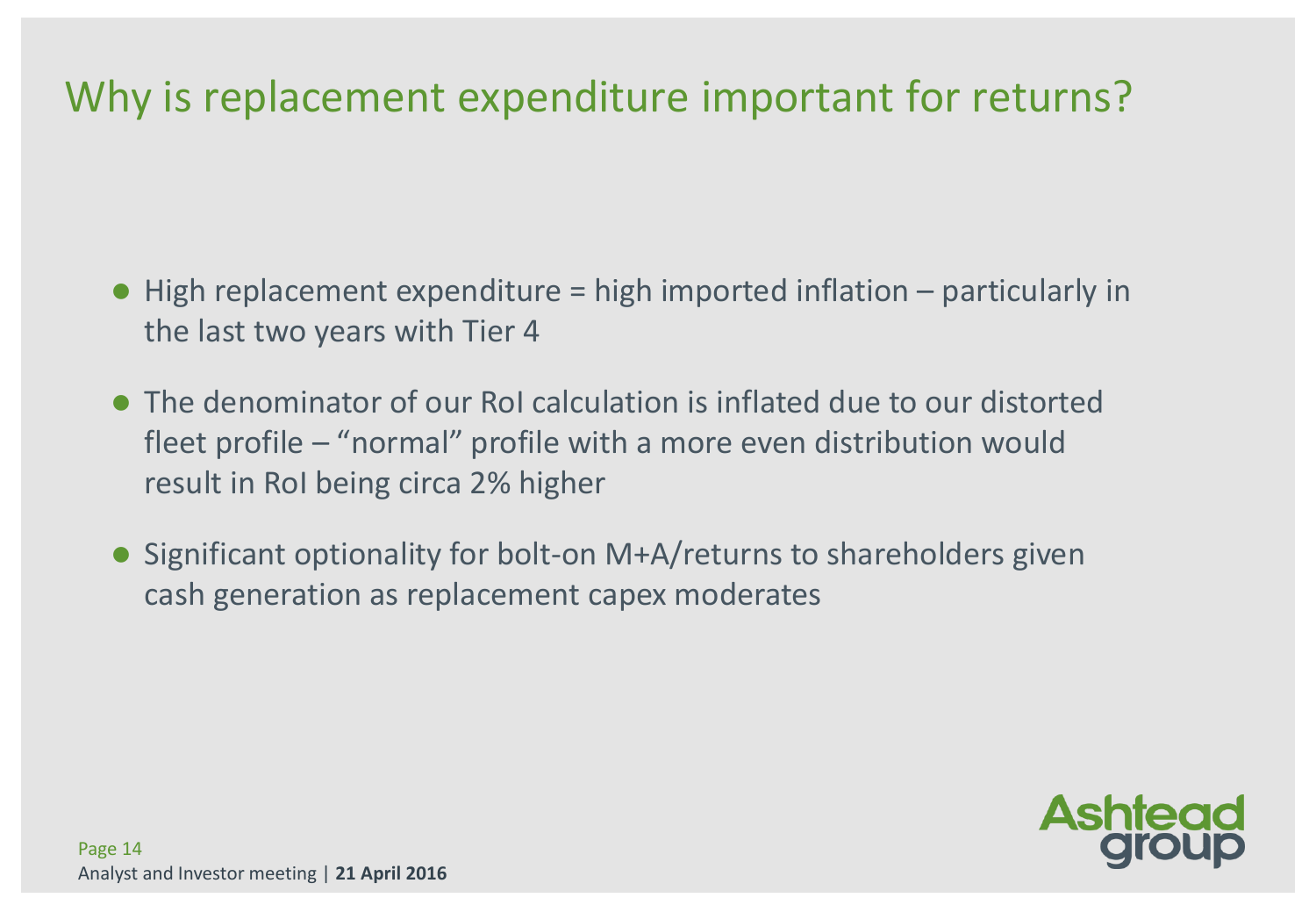# Why is replacement expenditure important for returns?

- High replacement expenditure = high imported inflation – particularly in the last two years with Tier 4
- The denominator of our RoI calculation is inflated due to our distorted fleet profile – "normal" profile with a more even distribution would result in RoI being circa 2% higher
- Significant optionality for bolt-on M+A/returns to shareholders given cash generation as replacement capex moderates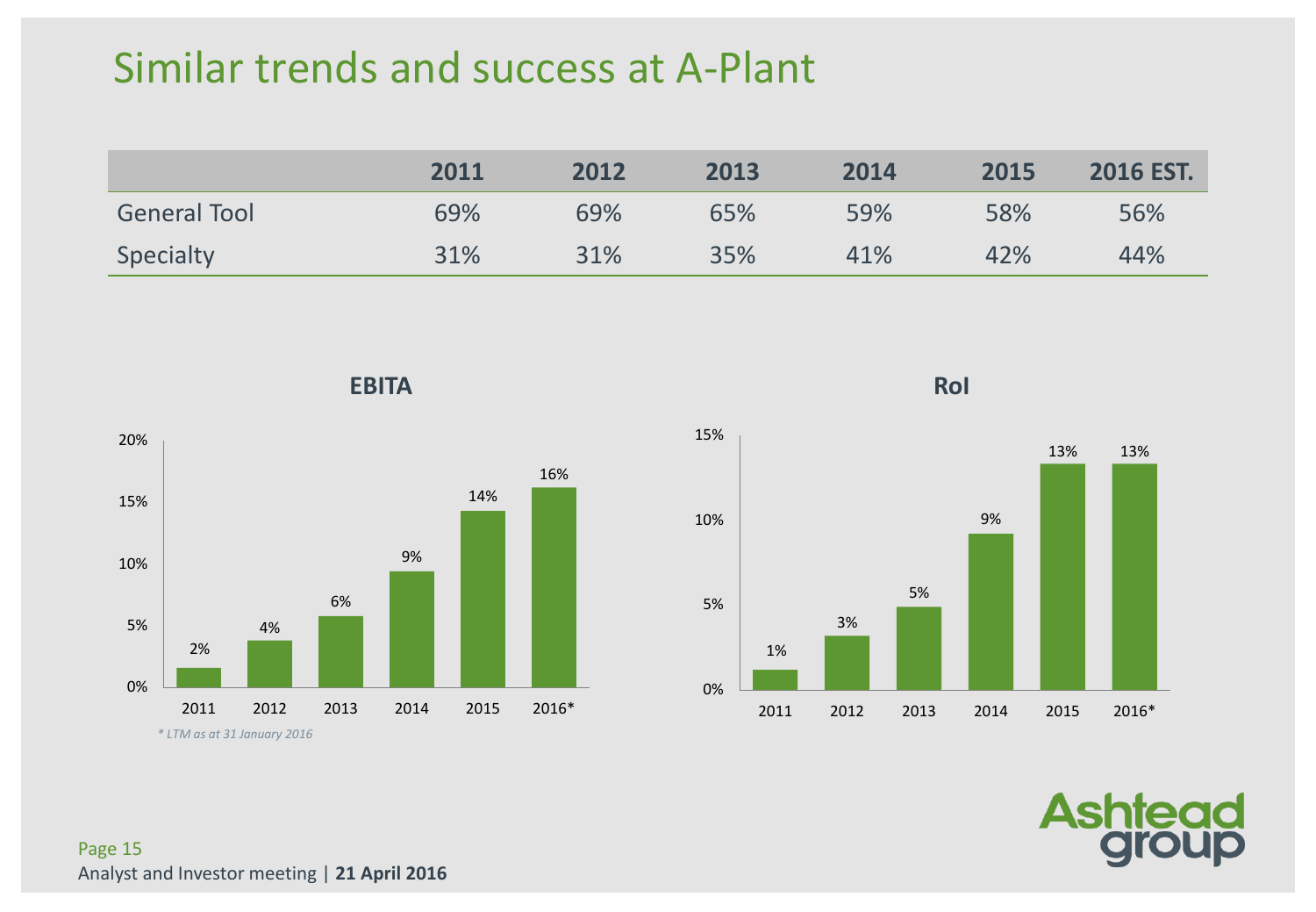# Similar trends and success at A-Plant

| | 2011 | 2012 | 2013 | 2014 | 2015 | 2016 EST. |
|---|---|---|---|---|---|---|
| General Tool | 69% | 69% | 65% | 59% | 58% | 56% |
| Specialty | 31% | 31% | 35% | 41% | 42% | 44% |

**EBITA**

| 2011 | 2012 | 2013 | 2014 | 2015 | 2016* |
|---|---|---|---|---|---|
| 2% | 4% | 6% | 9% | 14% | 16% |

*\* LTM as at 31 January 2016*

**RoI**

| 2011 | 2012 | 2013 | 2014 | 2015 | 2016* |
|---|---|---|---|---|---|
| 1% | 3% | 5% | 9% | 13% | 13% |

Analyst and Investor meeting | **21 April 2016**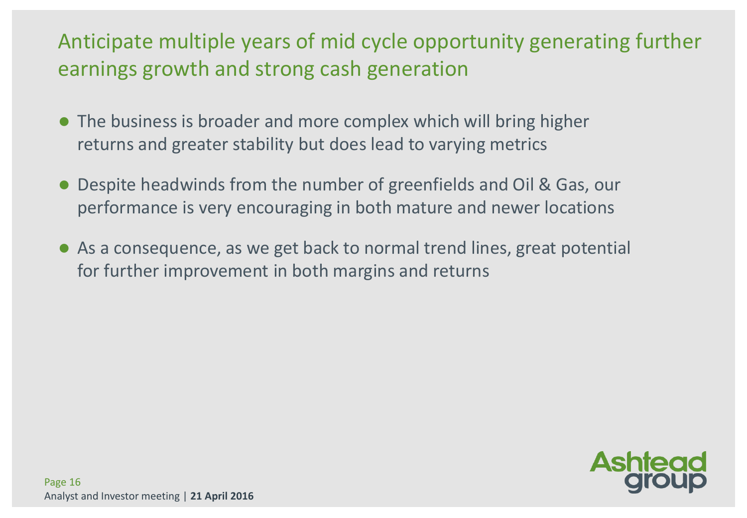# Anticipate multiple years of mid cycle opportunity generating further earnings growth and strong cash generation

- The business is broader and more complex which will bring higher returns and greater stability but does lead to varying metrics
- Despite headwinds from the number of greenfields and Oil & Gas, our performance is very encouraging in both mature and newer locations
- As a consequence, as we get back to normal trend lines, great potential for further improvement in both margins and returns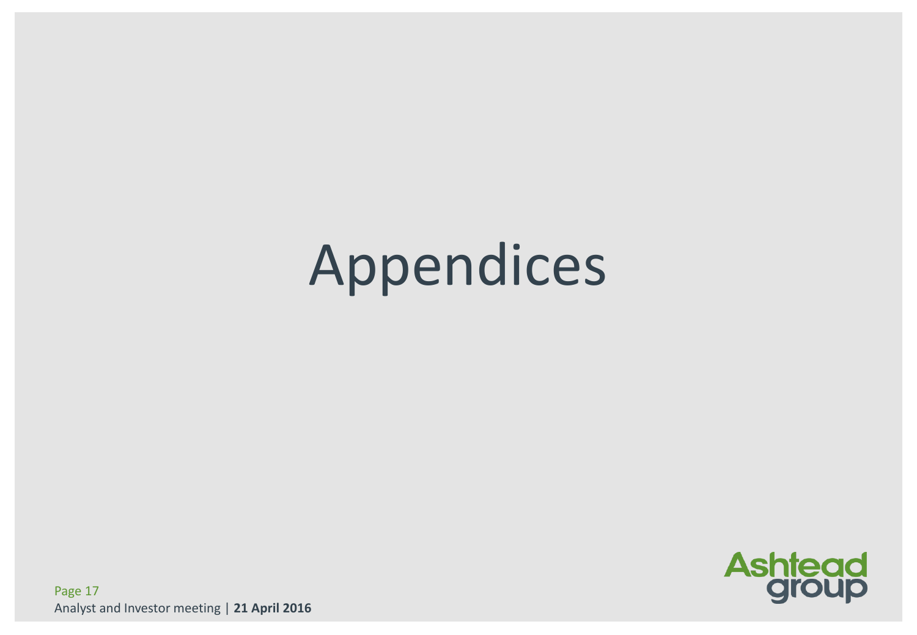# Appendices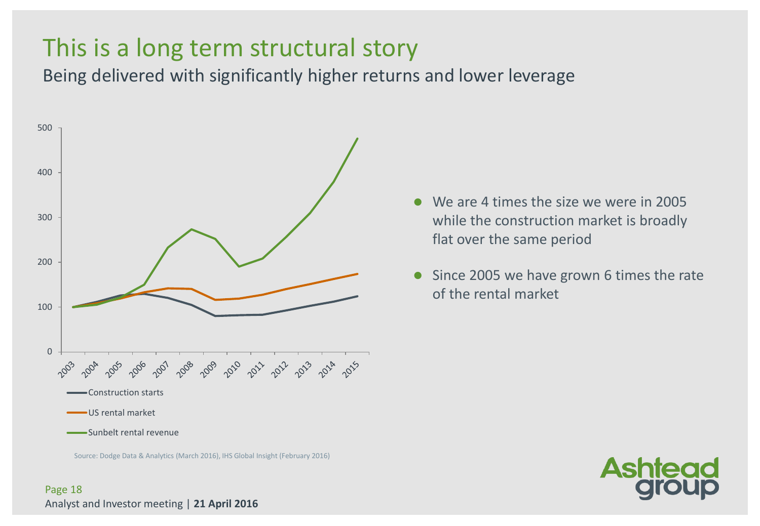# This is a long term structural story

## Being delivered with significantly higher returns and lower leverage

- We are 4 times the size we were in 2005 while the construction market is broadly flat over the same period
- Since 2005 we have grown 6 times the rate of the rental market

Construction starts

US rental market

Sunbelt rental revenue

Source: Dodge Data & Analytics (March 2016), IHS Global Insight (February 2016)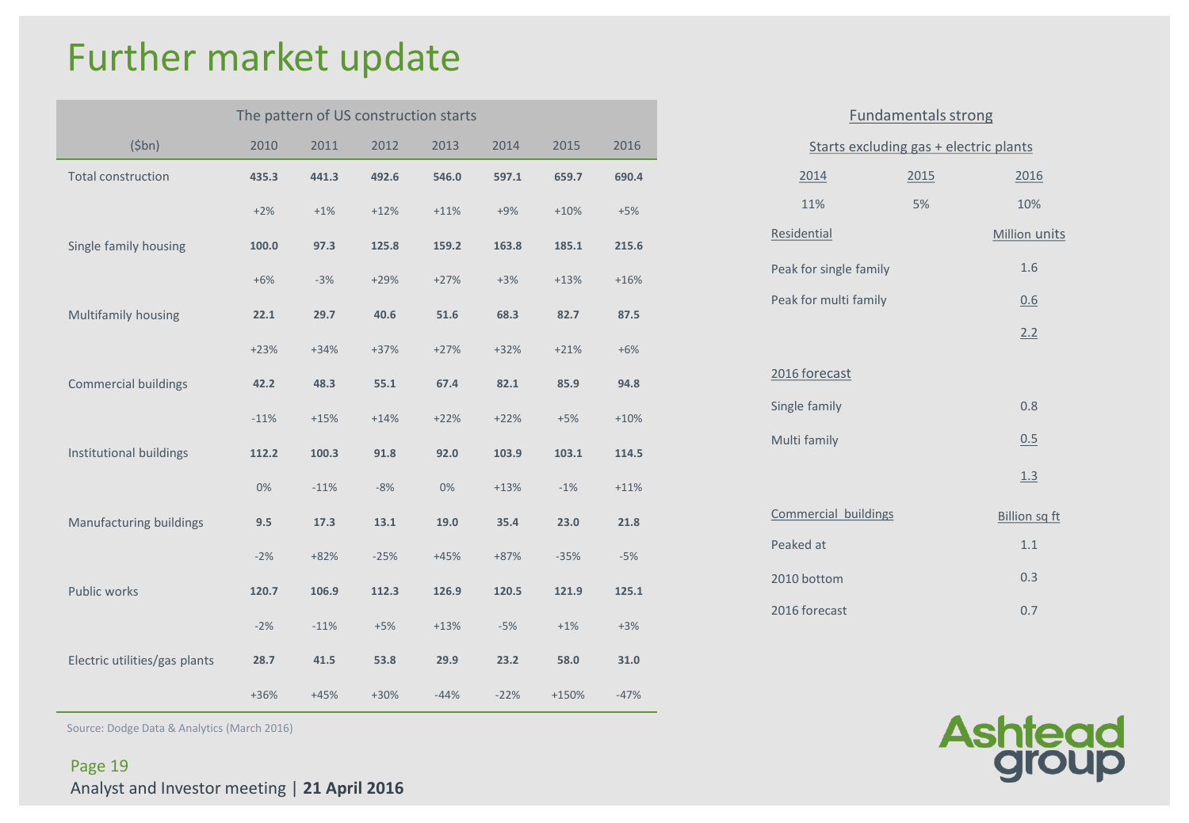# Further market update

| The pattern of US construction starts | | | | | | | |
|---|---|---|---|---|---|---|---|
| ($bn) | 2010 | 2011 | 2012 | 2013 | 2014 | 2015 | 2016 |
| Total construction | **435.3** | **441.3** | **492.6** | **546.0** | **597.1** | **659.7** | **690.4** |
| | +2% | +1% | +12% | +11% | +9% | +10% | +5% |
| Single family housing | **100.0** | **97.3** | **125.8** | **159.2** | **163.8** | **185.1** | **215.6** |
| | +6% | -3% | +29% | +27% | +3% | +13% | +16% |
| Multifamily housing | **22.1** | **29.7** | **40.6** | **51.6** | **68.3** | **82.7** | **87.5** |
| | +23% | +34% | +37% | +27% | +32% | +21% | +6% |
| Commercial buildings | **42.2** | **48.3** | **55.1** | **67.4** | **82.1** | **85.9** | **94.8** |
| | -11% | +15% | +14% | +22% | +22% | +5% | +10% |
| Institutional buildings | **112.2** | **100.3** | **91.8** | **92.0** | **103.9** | **103.1** | **114.5** |
| | 0% | -11% | -8% | 0% | +13% | -1% | +11% |
| Manufacturing buildings | **9.5** | **17.3** | **13.1** | **19.0** | **35.4** | **23.0** | **21.8** |
| | -2% | +82% | -25% | +45% | +87% | -35% | -5% |
| Public works | **120.7** | **106.9** | **112.3** | **126.9** | **120.5** | **121.9** | **125.1** |
| | -2% | -11% | +5% | +13% | -5% | +1% | +3% |
| Electric utilities/gas plants | **28.7** | **41.5** | **53.8** | **29.9** | **23.2** | **58.0** | **31.0** |
| | +36% | +45% | +30% | -44% | -22% | +150% | -47% |

Source: Dodge Data & Analytics (March 2016)

## Fundamentals strong

Starts excluding gas + electric plants

| 2014 | 2015 | 2016 |
|---|---|---|
| 11% | 5% | 10% |

| Residential | Million units |
|---|---|
| Peak for single family | 1.6 |
| Peak for multi family | 0.6 |
| | 2.2 |
| **2016 forecast** | |
| Single family | 0.8 |
| Multi family | 0.5 |
| | 1.3 |

| Commercial buildings | Billion sq ft |
|---|---|
| Peaked at | 1.1 |
| 2010 bottom | 0.3 |
| 2016 forecast | 0.7 |

Analyst and Investor meeting | **21 April 2016**